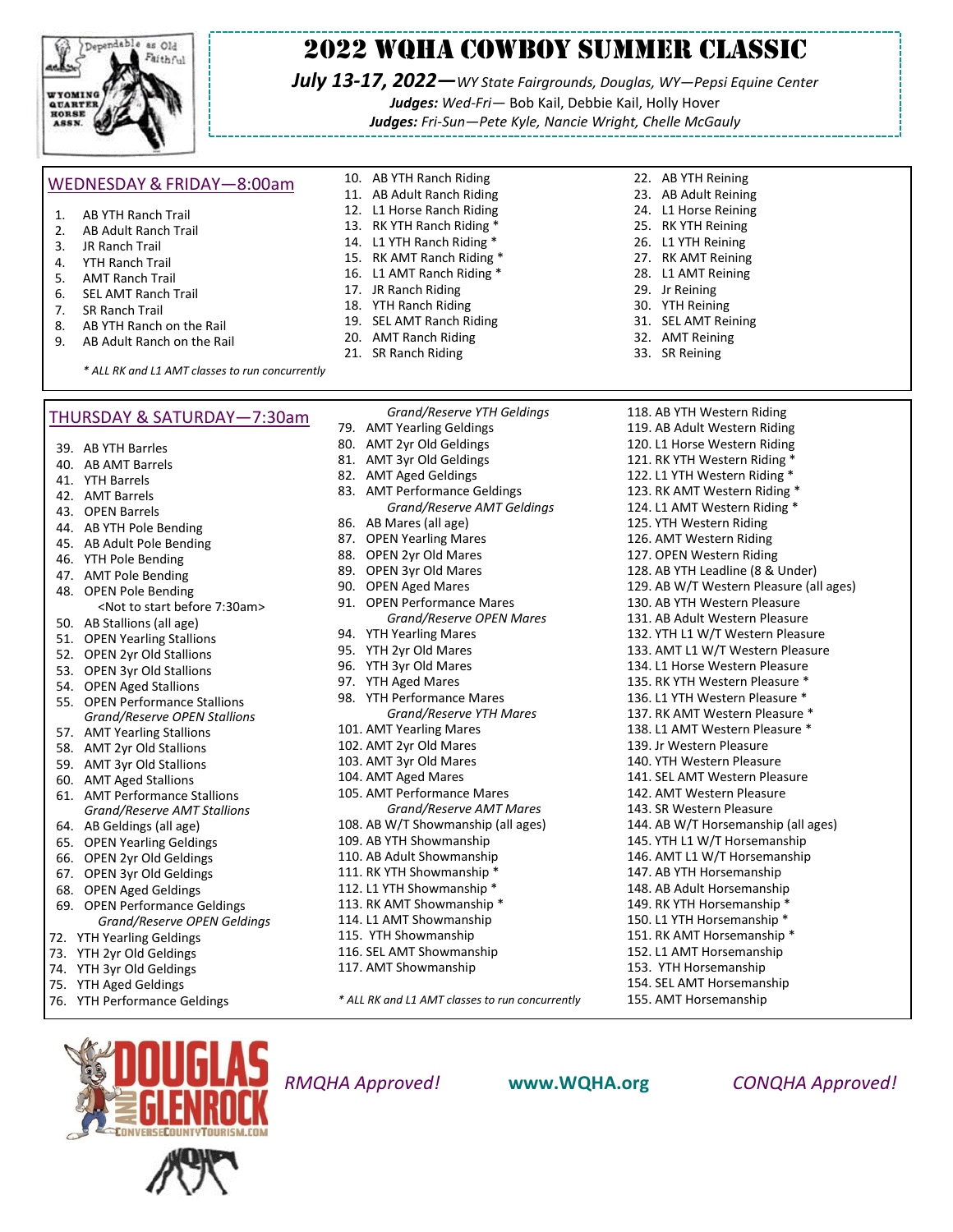# 2022 WQHA Cowboy Summer Classic

***July 13-17, 2022—*** *WY State Fairgrounds, Douglas, WY—Pepsi Equine Center*

***Judges:*** *Wed-Fri—* Bob Kail, Debbie Kail, Holly Hover

***Judges:*** *Fri-Sun—Pete Kyle, Nancie Wright, Chelle McGauly*

## WEDNESDAY & FRIDAY—8:00am

1. AB YTH Ranch Trail
2. AB Adult Ranch Trail
3. JR Ranch Trail
4. YTH Ranch Trail
5. AMT Ranch Trail
6. SEL AMT Ranch Trail
7. SR Ranch Trail
8. AB YTH Ranch on the Rail
9. AB Adult Ranch on the Rail
10. AB YTH Ranch Riding
11. AB Adult Ranch Riding
12. L1 Horse Ranch Riding
13. RK YTH Ranch Riding *
14. L1 YTH Ranch Riding *
15. RK AMT Ranch Riding *
16. L1 AMT Ranch Riding *
17. JR Ranch Riding
18. YTH Ranch Riding
19. SEL AMT Ranch Riding
20. AMT Ranch Riding
21. SR Ranch Riding
22. AB YTH Reining
23. AB Adult Reining
24. L1 Horse Reining
25. RK YTH Reining
26. L1 YTH Reining
27. RK AMT Reining
28. L1 AMT Reining
29. Jr Reining
30. YTH Reining
31. SEL AMT Reining
32. AMT Reining
33. SR Reining

*\* ALL RK and L1 AMT classes to run concurrently*

## THURSDAY & SATURDAY—7:30am

39. AB YTH Barrles
40. AB AMT Barrels
41. YTH Barrels
42. AMT Barrels
43. OPEN Barrels
44. AB YTH Pole Bending
45. AB Adult Pole Bending
46. YTH Pole Bending
47. AMT Pole Bending
48. OPEN Pole Bending

<Not to start before 7:30am>

50. AB Stallions (all age)
51. OPEN Yearling Stallions
52. OPEN 2yr Old Stallions
53. OPEN 3yr Old Stallions
54. OPEN Aged Stallions
55. OPEN Performance Stallions

*Grand/Reserve OPEN Stallions*

57. AMT Yearling Stallions
58. AMT 2yr Old Stallions
59. AMT 3yr Old Stallions
60. AMT Aged Stallions
61. AMT Performance Stallions

*Grand/Reserve AMT Stallions*

64. AB Geldings (all age)
65. OPEN Yearling Geldings
66. OPEN 2yr Old Geldings
67. OPEN 3yr Old Geldings
68. OPEN Aged Geldings
69. OPEN Performance Geldings

*Grand/Reserve OPEN Geldings*

72. YTH Yearling Geldings
73. YTH 2yr Old Geldings
74. YTH 3yr Old Geldings
75. YTH Aged Geldings
76. YTH Performance Geldings

*Grand/Reserve YTH Geldings*

79. AMT Yearling Geldings
80. AMT 2yr Old Geldings
81. AMT 3yr Old Geldings
82. AMT Aged Geldings
83. AMT Performance Geldings

*Grand/Reserve AMT Geldings*

86. AB Mares (all age)
87. OPEN Yearling Mares
88. OPEN 2yr Old Mares
89. OPEN 3yr Old Mares
90. OPEN Aged Mares
91. OPEN Performance Mares

*Grand/Reserve OPEN Mares*

94. YTH Yearling Mares
95. YTH 2yr Old Mares
96. YTH 3yr Old Mares
97. YTH Aged Mares
98. YTH Performance Mares

*Grand/Reserve YTH Mares*

101. AMT Yearling Mares
102. AMT 2yr Old Mares
103. AMT 3yr Old Mares
104. AMT Aged Mares
105. AMT Performance Mares

*Grand/Reserve AMT Mares*

108. AB W/T Showmanship (all ages)
109. AB YTH Showmanship
110. AB Adult Showmanship
111. RK YTH Showmanship *
112. L1 YTH Showmanship *
113. RK AMT Showmanship *
114. L1 AMT Showmanship
115. YTH Showmanship
116. SEL AMT Showmanship
117. AMT Showmanship

*\* ALL RK and L1 AMT classes to run concurrently*

118. AB YTH Western Riding
119. AB Adult Western Riding
120. L1 Horse Western Riding
121. RK YTH Western Riding *
122. L1 YTH Western Riding *
123. RK AMT Western Riding *
124. L1 AMT Western Riding *
125. YTH Western Riding
126. AMT Western Riding
127. OPEN Western Riding
128. AB YTH Leadline (8 & Under)
129. AB W/T Western Pleasure (all ages)
130. AB YTH Western Pleasure
131. AB Adult Western Pleasure
132. YTH L1 W/T Western Pleasure
133. AMT L1 W/T Western Pleasure
134. L1 Horse Western Pleasure
135. RK YTH Western Pleasure *
136. L1 YTH Western Pleasure *
137. RK AMT Western Pleasure *
138. L1 AMT Western Pleasure *
139. Jr Western Pleasure
140. YTH Western Pleasure
141. SEL AMT Western Pleasure
142. AMT Western Pleasure
143. SR Western Pleasure
144. AB W/T Horsemanship (all ages)
145. YTH L1 W/T Horsemanship
146. AMT L1 W/T Horsemanship
147. AB YTH Horsemanship
148. AB Adult Horsemanship
149. RK YTH Horsemanship *
150. L1 YTH Horsemanship *
151. RK AMT Horsemanship *
152. L1 AMT Horsemanship
153. YTH Horsemanship
154. SEL AMT Horsemanship
155. AMT Horsemanship

*RMQHA Approved!* **www.WQHA.org** *CONQHA Approved!*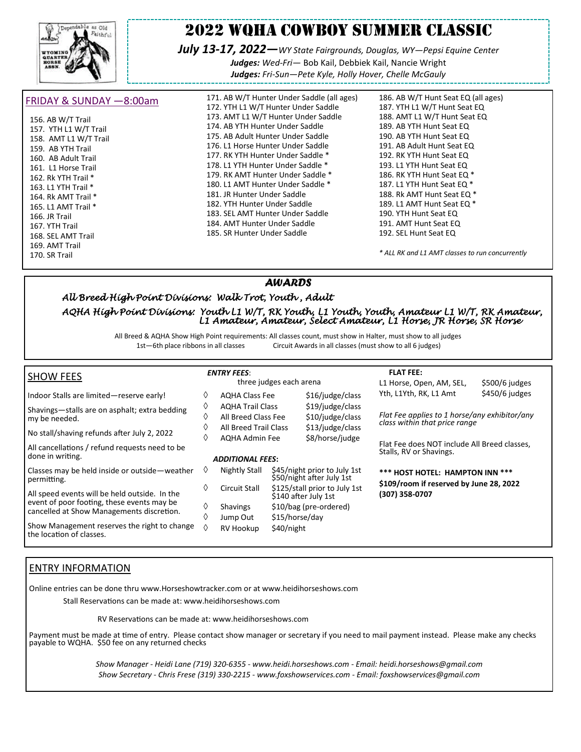# 2022 WQHA Cowboy Summer Classic

***July 13-17, 2022**—WY State Fairgrounds, Douglas, WY—Pepsi Equine Center*

***Judges:** Wed-Fri— Bob Kail, Debbiek Kail, Nancie Wright*

***Judges:** Fri-Sun—Pete Kyle, Holly Hover, Chelle McGauly*

## FRIDAY & SUNDAY —8:00am

156. AB W/T Trail
157. YTH L1 W/T Trail
158. AMT L1 W/T Trail
159. AB YTH Trail
160. AB Adult Trail
161. L1 Horse Trail
162. Rk YTH Trail *
163. L1 YTH Trail *
164. Rk AMT Trail *
165. L1 AMT Trail *
166. JR Trail
167. YTH Trail
168. SEL AMT Trail
169. AMT Trail
170. SR Trail
171. AB W/T Hunter Under Saddle (all ages)
172. YTH L1 W/T Hunter Under Saddle
173. AMT L1 W/T Hunter Under Saddle
174. AB YTH Hunter Under Saddle
175. AB Adult Hunter Under Saddle
176. L1 Horse Hunter Under Saddle
177. RK YTH Hunter Under Saddle *
178. L1 YTH Hunter Under Saddle *
179. RK AMT Hunter Under Saddle *
180. L1 AMT Hunter Under Saddle *
181. JR Hunter Under Saddle
182. YTH Hunter Under Saddle
183. SEL AMT Hunter Under Saddle
184. AMT Hunter Under Saddle
185. SR Hunter Under Saddle
186. AB W/T Hunt Seat EQ (all ages)
187. YTH L1 W/T Hunt Seat EQ
188. AMT L1 W/T Hunt Seat EQ
189. AB YTH Hunt Seat EQ
190. AB YTH Hunt Seat EQ
191. AB Adult Hunt Seat EQ
192. RK YTH Hunt Seat EQ
193. L1 YTH Hunt Seat EQ
186. RK YTH Hunt Seat EQ *
187. L1 YTH Hunt Seat EQ *
188. Rk AMT Hunt Seat EQ *
189. L1 AMT Hunt Seat EQ *
190. YTH Hunt Seat EQ
191. AMT Hunt Seat EQ
192. SEL Hunt Seat EQ

*\* ALL RK and L1 AMT classes to run concurrently*

## *AWARDS*

*All Breed High Point Divisions: Walk Trot, Youth , Adult*

*AQHA High Point Divisions: Youth L1 W/T, RK Youth, L1 Youth, Youth, Amateur L1 W/T, RK Amateur, L1 Amateur, Amateur, Select Amateur, L1 Horse, JR Horse, SR Horse*

All Breed & AQHA Show High Point requirements: All classes count, must show in Halter, must show to all judges

1st—6th place ribbons in all classes    Circuit Awards in all classes (must show to all 6 judges)

## SHOW FEES

Indoor Stalls are limited—reserve early!

Shavings—stalls are on asphalt; extra bedding my be needed.

No stall/shaving refunds after July 2, 2022

All cancellations / refund requests need to be done in writing.

Classes may be held inside or outside—weather permitting.

All speed events will be held outside. In the event of poor footing, these events may be cancelled at Show Managements discretion.

Show Management reserves the right to change the location of classes.

***ENTRY FEES**:*
three judges each arena

| | |
|---|---|
| AQHA Class Fee | $16/judge/class |
| AQHA Trail Class | $19/judge/class |
| All Breed Class Fee | $10/judge/class |
| All Breed Trail Class | $13/judge/class |
| AQHA Admin Fee | $8/horse/judge |

***ADDITIONAL FEES**:*

| | |
|---|---|
| Nightly Stall | $45/night prior to July 1st, $50/night after July 1st |
| Circuit Stall | $125/stall prior to July 1st, $140 after July 1st |
| Shavings | $10/bag (pre-ordered) |
| Jump Out | $15/horse/day |
| RV Hookup | $40/night |

**FLAT FEE:**

| | |
|---|---|
| L1 Horse, Open, AM, SEL, | $500/6 judges |
| Yth, L1Yth, RK, L1 Amt | $450/6 judges |

*Flat Fee applies to 1 horse/any exhibitor/any class within that price range*

Flat Fee does NOT include All Breed classes, Stalls, RV or Shavings.

**\*\*\* HOST HOTEL: HAMPTON INN \*\*\***

**$109/room if reserved by June 28, 2022**

**(307) 358-0707**

## ENTRY INFORMATION

Online entries can be done thru www.Horseshowtracker.com or at www.heidihorseshows.com

Stall Reservations can be made at: www.heidihorseshows.com

RV Reservations can be made at: www.heidihorseshows.com

Payment must be made at time of entry. Please contact show manager or secretary if you need to mail payment instead. Please make any checks payable to WQHA. $50 fee on any returned checks

*Show Manager - Heidi Lane (719) 320-6355 - www.heidi.horseshows.com - Email: heidi.horseshows@gmail.com*

*Show Secretary - Chris Frese (319) 330-2215 - www.foxshowservices.com - Email: foxshowservices@gmail.com*